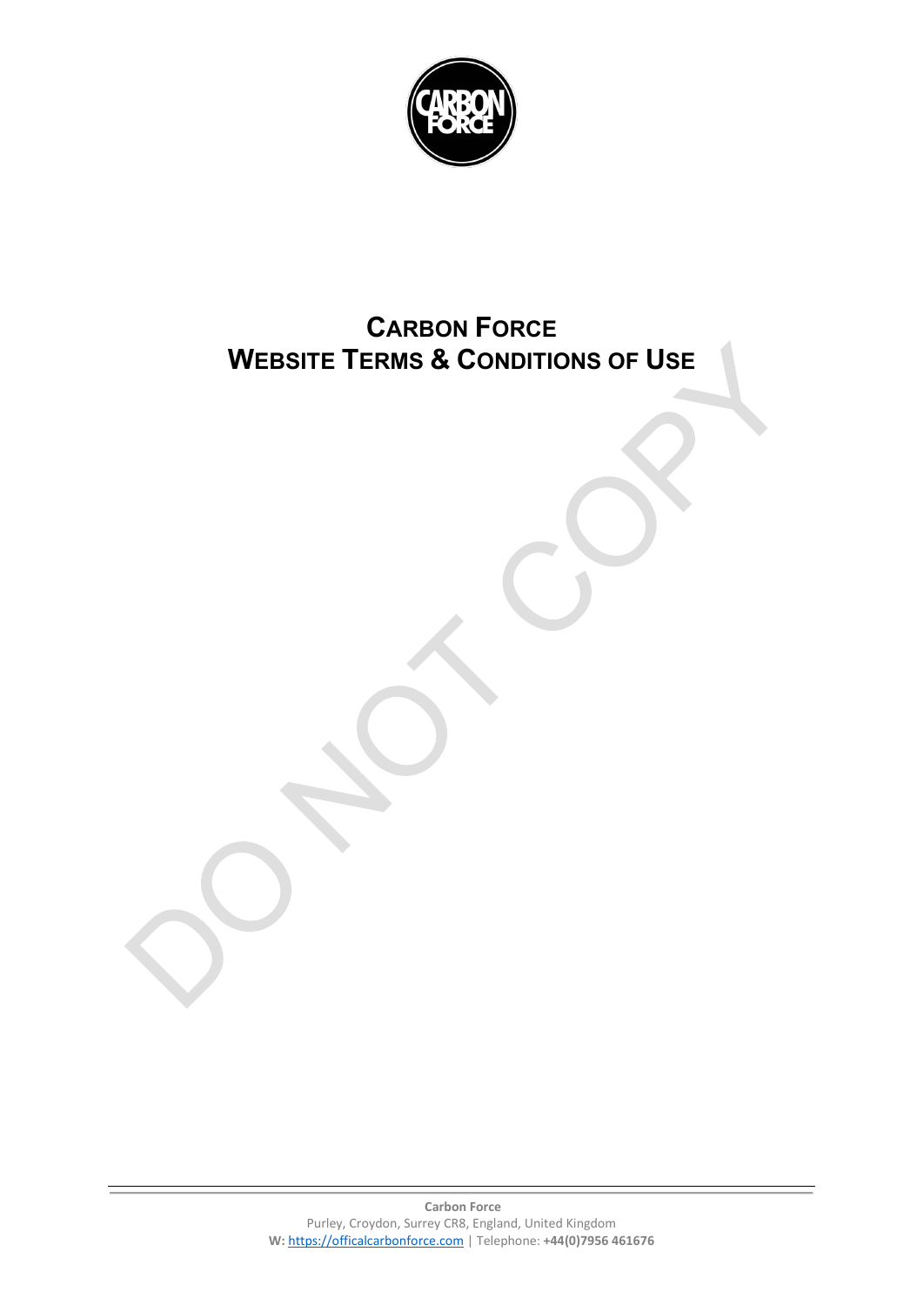# CARBON FORCE
# WEBSITE TERMS & CONDITIONS OF USE

**Carbon Force**
Purley, Croydon, Surrey CR8, England, United Kingdom
**W:** https://officalcarbonforce.com | Telephone: **+44(0)7956 461676**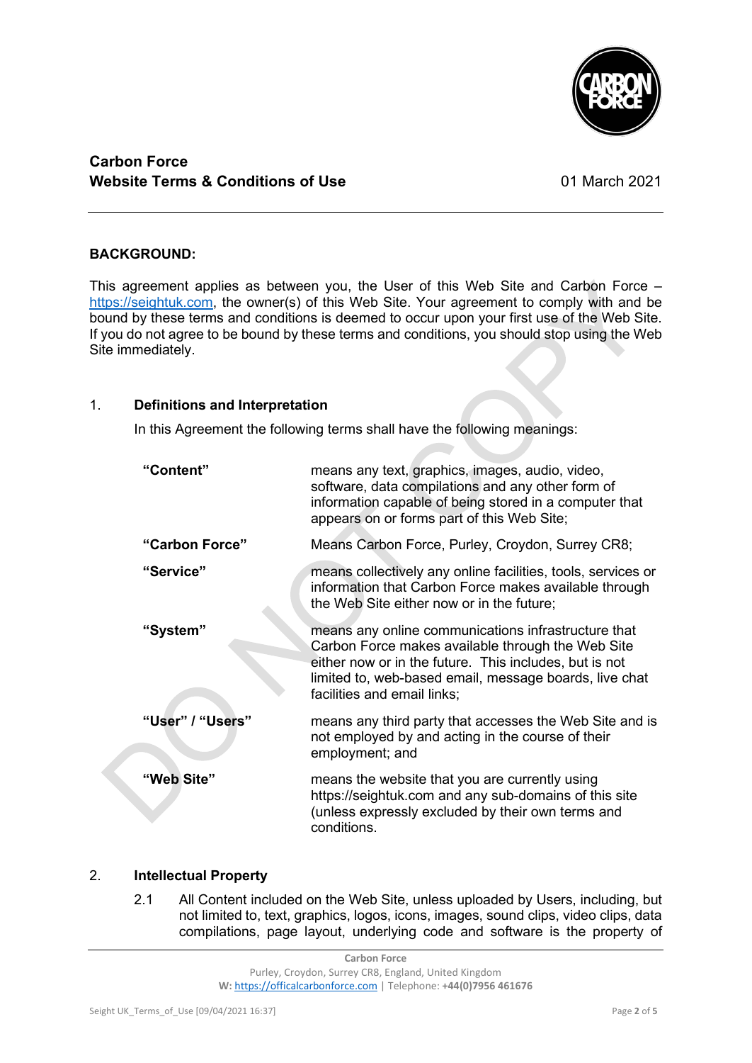**Carbon Force**
**Website Terms & Conditions of Use**

01 March 2021

---

**BACKGROUND:**

This agreement applies as between you, the User of this Web Site and Carbon Force – https://seightuk.com, the owner(s) of this Web Site. Your agreement to comply with and be bound by these terms and conditions is deemed to occur upon your first use of the Web Site. If you do not agree to be bound by these terms and conditions, you should stop using the Web Site immediately.

## 1. Definitions and Interpretation

In this Agreement the following terms shall have the following meanings:

| | |
|---|---|
| **"Content"** | means any text, graphics, images, audio, video, software, data compilations and any other form of information capable of being stored in a computer that appears on or forms part of this Web Site; |
| **"Carbon Force"** | Means Carbon Force, Purley, Croydon, Surrey CR8; |
| **"Service"** | means collectively any online facilities, tools, services or information that Carbon Force makes available through the Web Site either now or in the future; |
| **"System"** | means any online communications infrastructure that Carbon Force makes available through the Web Site either now or in the future. This includes, but is not limited to, web-based email, message boards, live chat facilities and email links; |
| **"User" / "Users"** | means any third party that accesses the Web Site and is not employed by and acting in the course of their employment; and |
| **"Web Site"** | means the website that you are currently using https://seightuk.com and any sub-domains of this site (unless expressly excluded by their own terms and conditions. |

## 2. Intellectual Property

2.1 All Content included on the Web Site, unless uploaded by Users, including, but not limited to, text, graphics, logos, icons, images, sound clips, video clips, data compilations, page layout, underlying code and software is the property of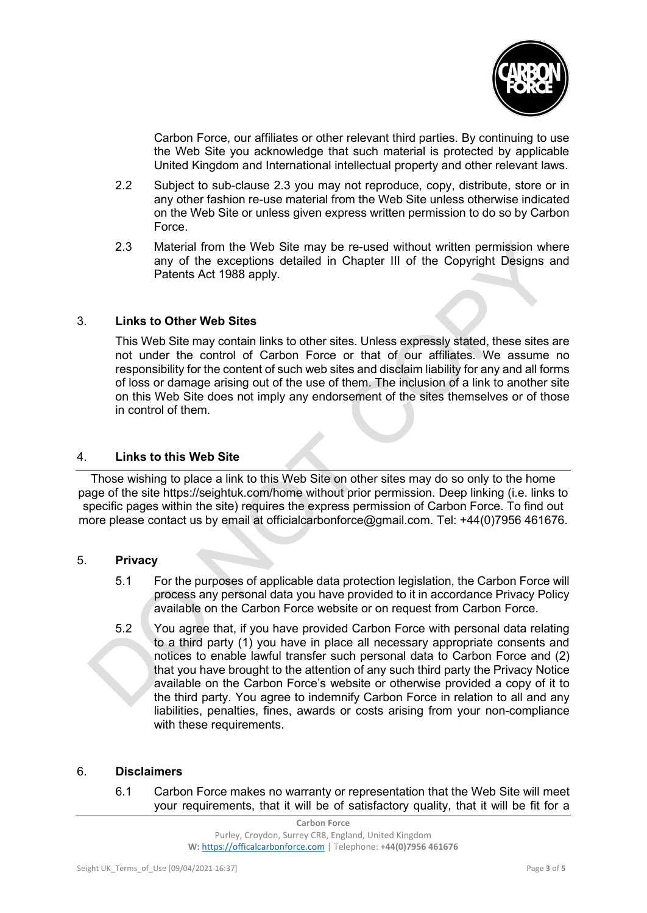Carbon Force, our affiliates or other relevant third parties. By continuing to use the Web Site you acknowledge that such material is protected by applicable United Kingdom and International intellectual property and other relevant laws.

2.2 Subject to sub-clause 2.3 you may not reproduce, copy, distribute, store or in any other fashion re-use material from the Web Site unless otherwise indicated on the Web Site or unless given express written permission to do so by Carbon Force.

2.3 Material from the Web Site may be re-used without written permission where any of the exceptions detailed in Chapter III of the Copyright Designs and Patents Act 1988 apply.

## 3. Links to Other Web Sites

This Web Site may contain links to other sites. Unless expressly stated, these sites are not under the control of Carbon Force or that of our affiliates. We assume no responsibility for the content of such web sites and disclaim liability for any and all forms of loss or damage arising out of the use of them. The inclusion of a link to another site on this Web Site does not imply any endorsement of the sites themselves or of those in control of them.

## 4. Links to this Web Site

Those wishing to place a link to this Web Site on other sites may do so only to the home page of the site https://seightuk.com/home without prior permission. Deep linking (i.e. links to specific pages within the site) requires the express permission of Carbon Force. To find out more please contact us by email at officialcarbonforce@gmail.com. Tel: +44(0)7956 461676.

## 5. Privacy

5.1 For the purposes of applicable data protection legislation, the Carbon Force will process any personal data you have provided to it in accordance Privacy Policy available on the Carbon Force website or on request from Carbon Force.

5.2 You agree that, if you have provided Carbon Force with personal data relating to a third party (1) you have in place all necessary appropriate consents and notices to enable lawful transfer such personal data to Carbon Force and (2) that you have brought to the attention of any such third party the Privacy Notice available on the Carbon Force's website or otherwise provided a copy of it to the third party. You agree to indemnify Carbon Force in relation to all and any liabilities, penalties, fines, awards or costs arising from your non-compliance with these requirements.

## 6. Disclaimers

6.1 Carbon Force makes no warranty or representation that the Web Site will meet your requirements, that it will be of satisfactory quality, that it will be fit for a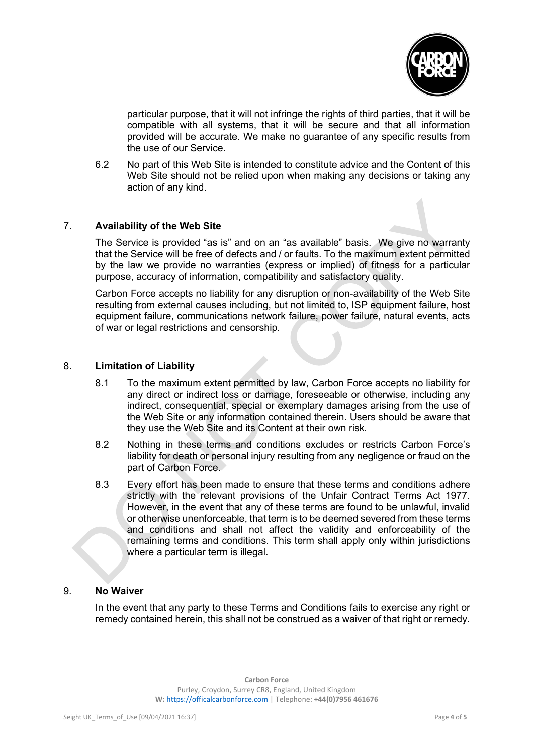particular purpose, that it will not infringe the rights of third parties, that it will be compatible with all systems, that it will be secure and that all information provided will be accurate. We make no guarantee of any specific results from the use of our Service.

6.2 No part of this Web Site is intended to constitute advice and the Content of this Web Site should not be relied upon when making any decisions or taking any action of any kind.

## 7. Availability of the Web Site

The Service is provided "as is" and on an "as available" basis. We give no warranty that the Service will be free of defects and / or faults. To the maximum extent permitted by the law we provide no warranties (express or implied) of fitness for a particular purpose, accuracy of information, compatibility and satisfactory quality.

Carbon Force accepts no liability for any disruption or non-availability of the Web Site resulting from external causes including, but not limited to, ISP equipment failure, host equipment failure, communications network failure, power failure, natural events, acts of war or legal restrictions and censorship.

## 8. Limitation of Liability

8.1 To the maximum extent permitted by law, Carbon Force accepts no liability for any direct or indirect loss or damage, foreseeable or otherwise, including any indirect, consequential, special or exemplary damages arising from the use of the Web Site or any information contained therein. Users should be aware that they use the Web Site and its Content at their own risk.

8.2 Nothing in these terms and conditions excludes or restricts Carbon Force's liability for death or personal injury resulting from any negligence or fraud on the part of Carbon Force.

8.3 Every effort has been made to ensure that these terms and conditions adhere strictly with the relevant provisions of the Unfair Contract Terms Act 1977. However, in the event that any of these terms are found to be unlawful, invalid or otherwise unenforceable, that term is to be deemed severed from these terms and conditions and shall not affect the validity and enforceability of the remaining terms and conditions. This term shall apply only within jurisdictions where a particular term is illegal.

## 9. No Waiver

In the event that any party to these Terms and Conditions fails to exercise any right or remedy contained herein, this shall not be construed as a waiver of that right or remedy.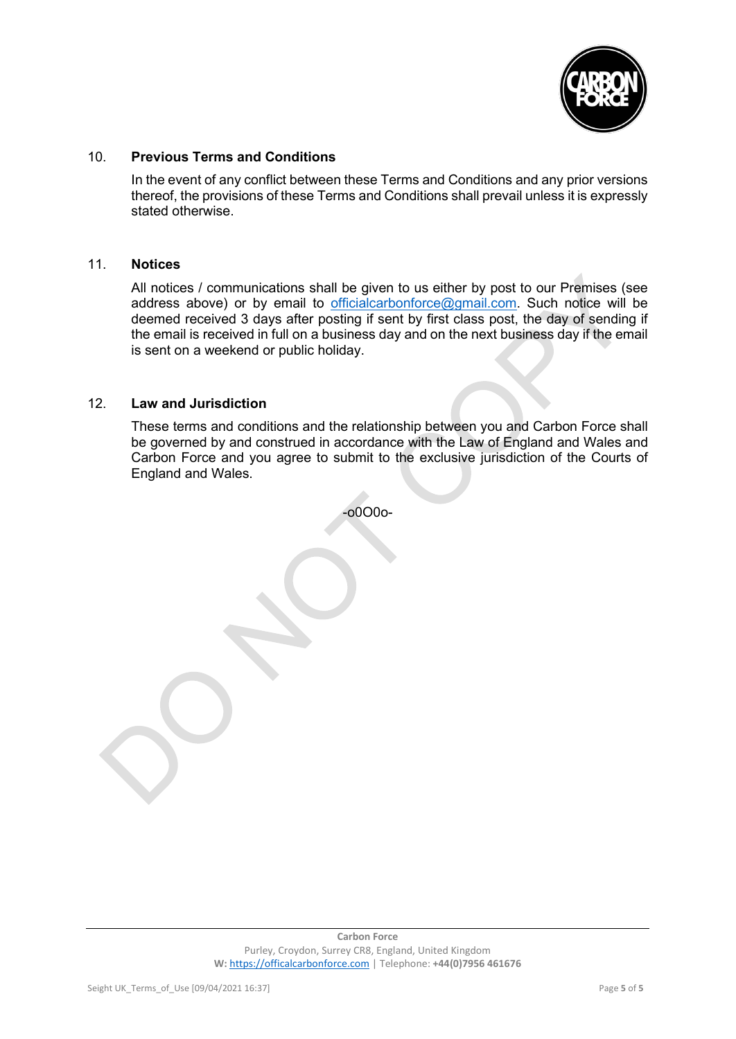## 10. Previous Terms and Conditions

In the event of any conflict between these Terms and Conditions and any prior versions thereof, the provisions of these Terms and Conditions shall prevail unless it is expressly stated otherwise.

## 11. Notices

All notices / communications shall be given to us either by post to our Premises (see address above) or by email to officialcarbonforce@gmail.com. Such notice will be deemed received 3 days after posting if sent by first class post, the day of sending if the email is received in full on a business day and on the next business day if the email is sent on a weekend or public holiday.

## 12. Law and Jurisdiction

These terms and conditions and the relationship between you and Carbon Force shall be governed by and construed in accordance with the Law of England and Wales and Carbon Force and you agree to submit to the exclusive jurisdiction of the Courts of England and Wales.

-o0O0o-